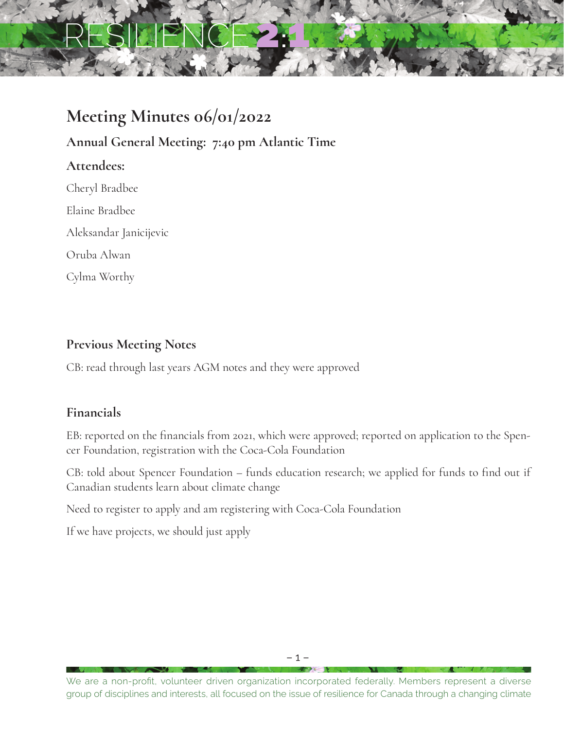# RESILIENCE 2:1

## Meeting Minutes 06/01/2022

### Annual General Meeting: 7:40 pm Atlantic Time

### Attendees:

Cheryl Bradbee

Elaine Bradbee

Aleksandar Janicijevic

Oruba Alwan

Cylma Worthy

### Previous Meeting Notes

CB: read through last years AGM notes and they were approved

### Financials

EB: reported on the financials from 2021, which were approved; reported on application to the Spencer Foundation, registration with the Coca-Cola Foundation

CB: told about Spencer Foundation – funds education research; we applied for funds to find out if Canadian students learn about climate change

Need to register to apply and am registering with Coca-Cola Foundation

If we have projects, we should just apply

We are a non-profit, volunteer driven organization incorporated federally. Members represent a diverse group of disciplines and interests, all focused on the issue of resilience for Canada through a changing climate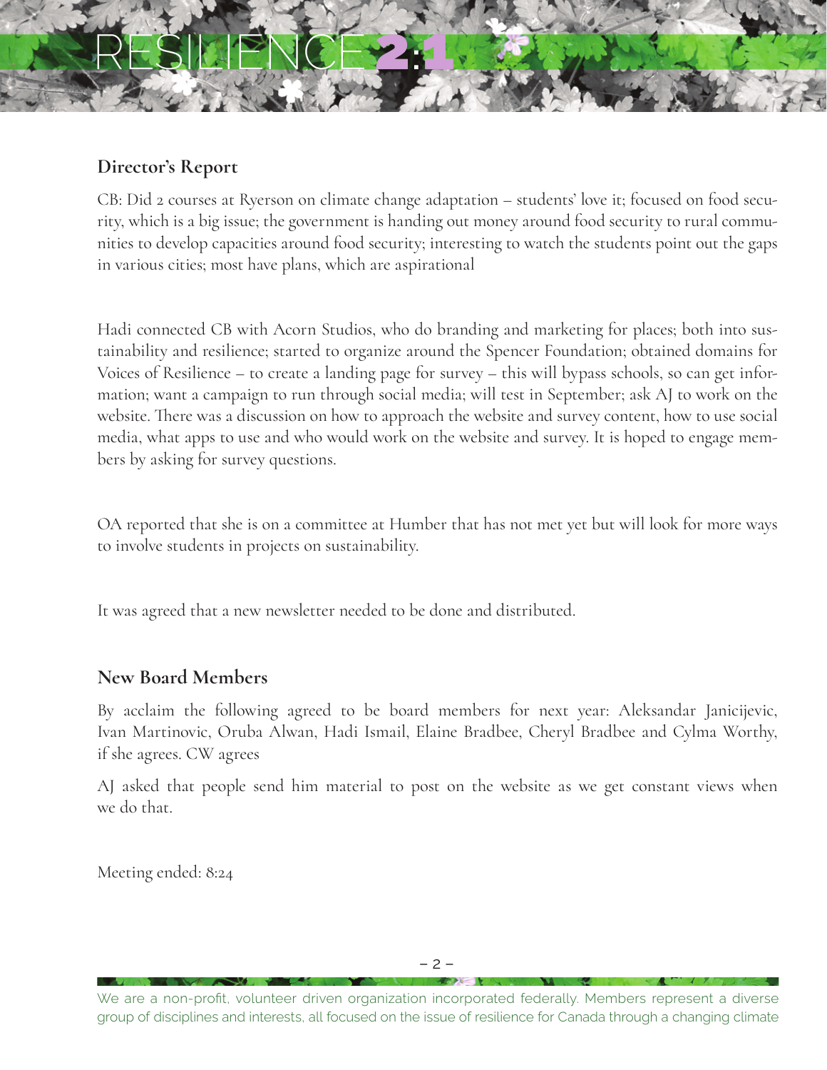## Director's Report

CB: Did 2 courses at Ryerson on climate change adaptation – students' love it; focused on food security, which is a big issue; the government is handing out money around food security to rural communities to develop capacities around food security; interesting to watch the students point out the gaps in various cities; most have plans, which are aspirational

Hadi connected CB with Acorn Studios, who do branding and marketing for places; both into sustainability and resilience; started to organize around the Spencer Foundation; obtained domains for Voices of Resilience – to create a landing page for survey – this will bypass schools, so can get information; want a campaign to run through social media; will test in September; ask AJ to work on the website. There was a discussion on how to approach the website and survey content, how to use social media, what apps to use and who would work on the website and survey. It is hoped to engage members by asking for survey questions.

OA reported that she is on a committee at Humber that has not met yet but will look for more ways to involve students in projects on sustainability.

It was agreed that a new newsletter needed to be done and distributed.

## New Board Members

By acclaim the following agreed to be board members for next year: Aleksandar Janicijevic, Ivan Martinovic, Oruba Alwan, Hadi Ismail, Elaine Bradbee, Cheryl Bradbee and Cylma Worthy, if she agrees. CW agrees

AJ asked that people send him material to post on the website as we get constant views when we do that.

Meeting ended: 8:24